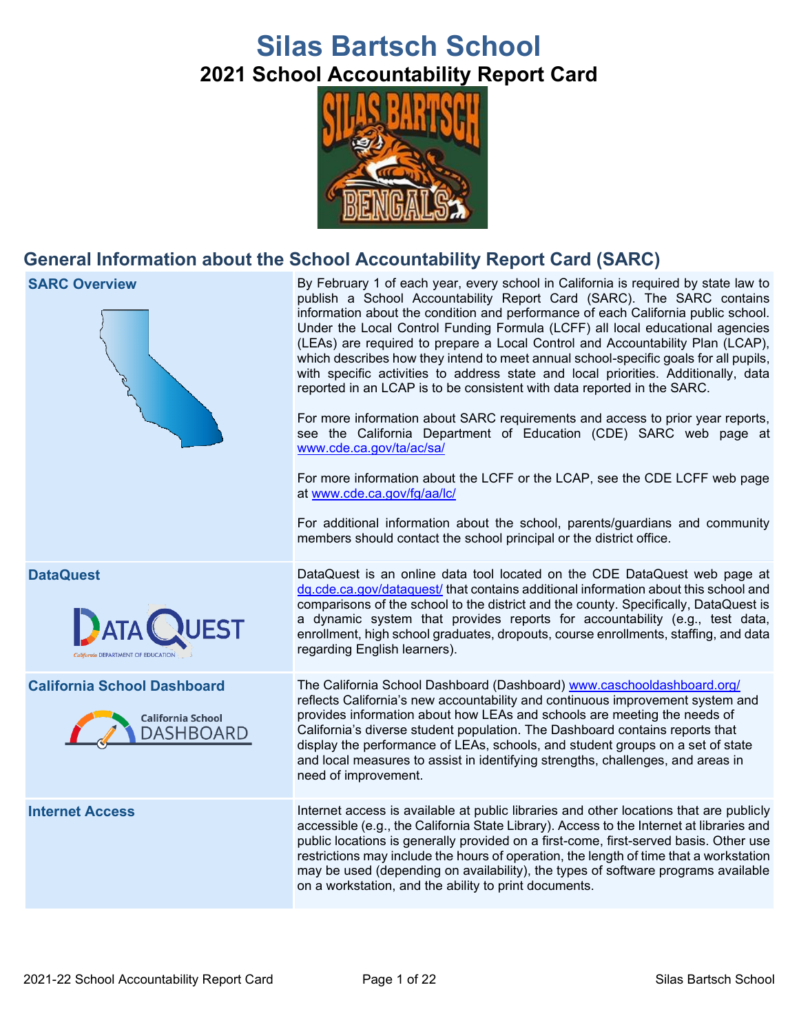# Silas Bartsch School

## 2021 School Accountability Report Card

## General Information about the School Accountability Report Card (SARC)

| | |
|---|---|
| **SARC Overview** | By February 1 of each year, every school in California is required by state law to publish a School Accountability Report Card (SARC). The SARC contains information about the condition and performance of each California public school. Under the Local Control Funding Formula (LCFF) all local educational agencies (LEAs) are required to prepare a Local Control and Accountability Plan (LCAP), which describes how they intend to meet annual school-specific goals for all pupils, with specific activities to address state and local priorities. Additionally, data reported in an LCAP is to be consistent with data reported in the SARC. <br><br> For more information about SARC requirements and access to prior year reports, see the California Department of Education (CDE) SARC web page at www.cde.ca.gov/ta/ac/sa/ <br><br> For more information about the LCFF or the LCAP, see the CDE LCFF web page at www.cde.ca.gov/fg/aa/lc/ <br><br> For additional information about the school, parents/guardians and community members should contact the school principal or the district office. |
| **DataQuest** | DataQuest is an online data tool located on the CDE DataQuest web page at dq.cde.ca.gov/dataquest/ that contains additional information about this school and comparisons of the school to the district and the county. Specifically, DataQuest is a dynamic system that provides reports for accountability (e.g., test data, enrollment, high school graduates, dropouts, course enrollments, staffing, and data regarding English learners). |
| **California School Dashboard** | The California School Dashboard (Dashboard) www.caschooldashboard.org/ reflects California's new accountability and continuous improvement system and provides information about how LEAs and schools are meeting the needs of California's diverse student population. The Dashboard contains reports that display the performance of LEAs, schools, and student groups on a set of state and local measures to assist in identifying strengths, challenges, and areas in need of improvement. |
| **Internet Access** | Internet access is available at public libraries and other locations that are publicly accessible (e.g., the California State Library). Access to the Internet at libraries and public locations is generally provided on a first-come, first-served basis. Other use restrictions may include the hours of operation, the length of time that a workstation may be used (depending on availability), the types of software programs available on a workstation, and the ability to print documents. |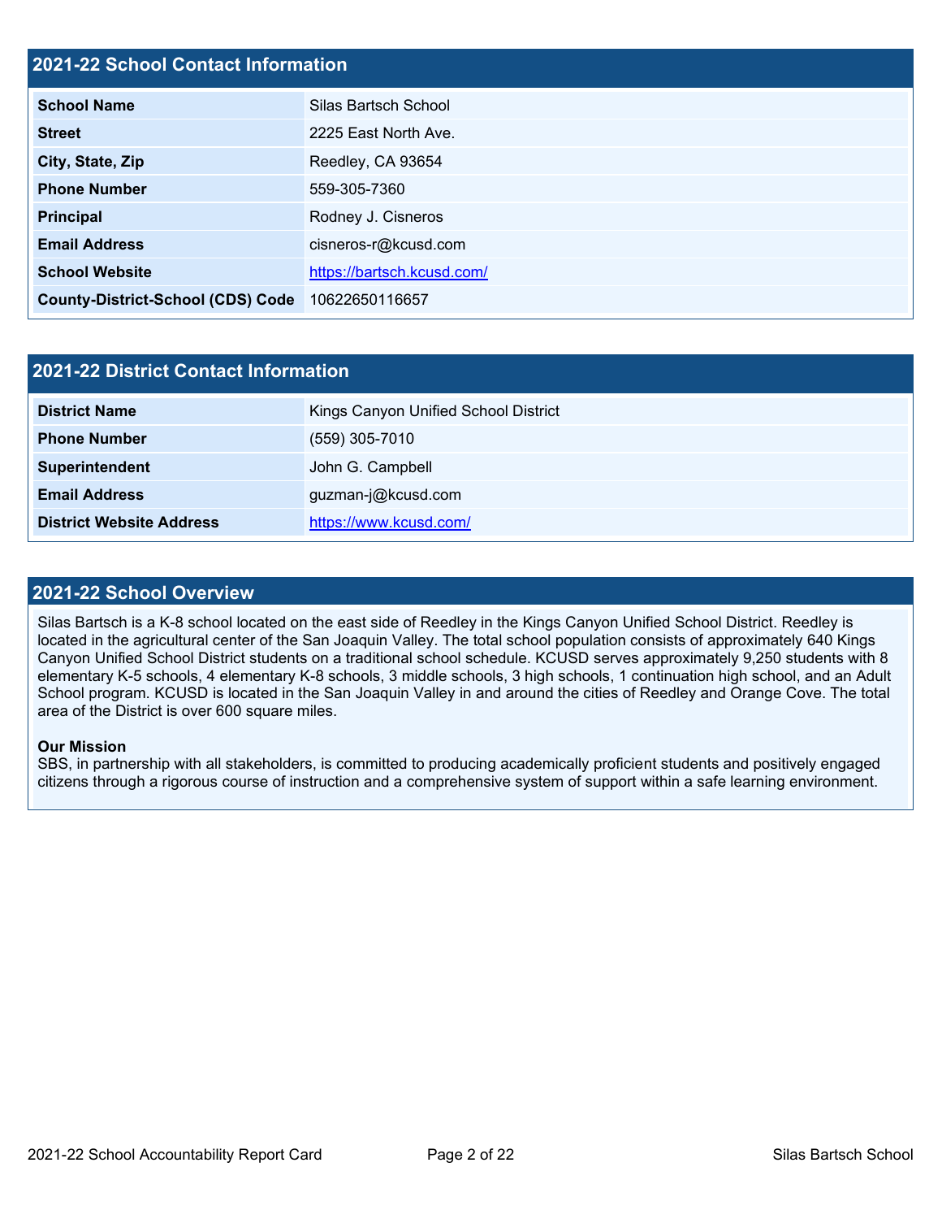## 2021-22 School Contact Information

| | |
|---|---|
| **School Name** | Silas Bartsch School |
| **Street** | 2225 East North Ave. |
| **City, State, Zip** | Reedley, CA 93654 |
| **Phone Number** | 559-305-7360 |
| **Principal** | Rodney J. Cisneros |
| **Email Address** | cisneros-r@kcusd.com |
| **School Website** | https://bartsch.kcusd.com/ |
| **County-District-School (CDS) Code** | 10622650116657 |

## 2021-22 District Contact Information

| | |
|---|---|
| **District Name** | Kings Canyon Unified School District |
| **Phone Number** | (559) 305-7010 |
| **Superintendent** | John G. Campbell |
| **Email Address** | guzman-j@kcusd.com |
| **District Website Address** | https://www.kcusd.com/ |

## 2021-22 School Overview

Silas Bartsch is a K-8 school located on the east side of Reedley in the Kings Canyon Unified School District. Reedley is located in the agricultural center of the San Joaquin Valley. The total school population consists of approximately 640 Kings Canyon Unified School District students on a traditional school schedule. KCUSD serves approximately 9,250 students with 8 elementary K-5 schools, 4 elementary K-8 schools, 3 middle schools, 3 high schools, 1 continuation high school, and an Adult School program. KCUSD is located in the San Joaquin Valley in and around the cities of Reedley and Orange Cove. The total area of the District is over 600 square miles.

**Our Mission**
SBS, in partnership with all stakeholders, is committed to producing academically proficient students and positively engaged citizens through a rigorous course of instruction and a comprehensive system of support within a safe learning environment.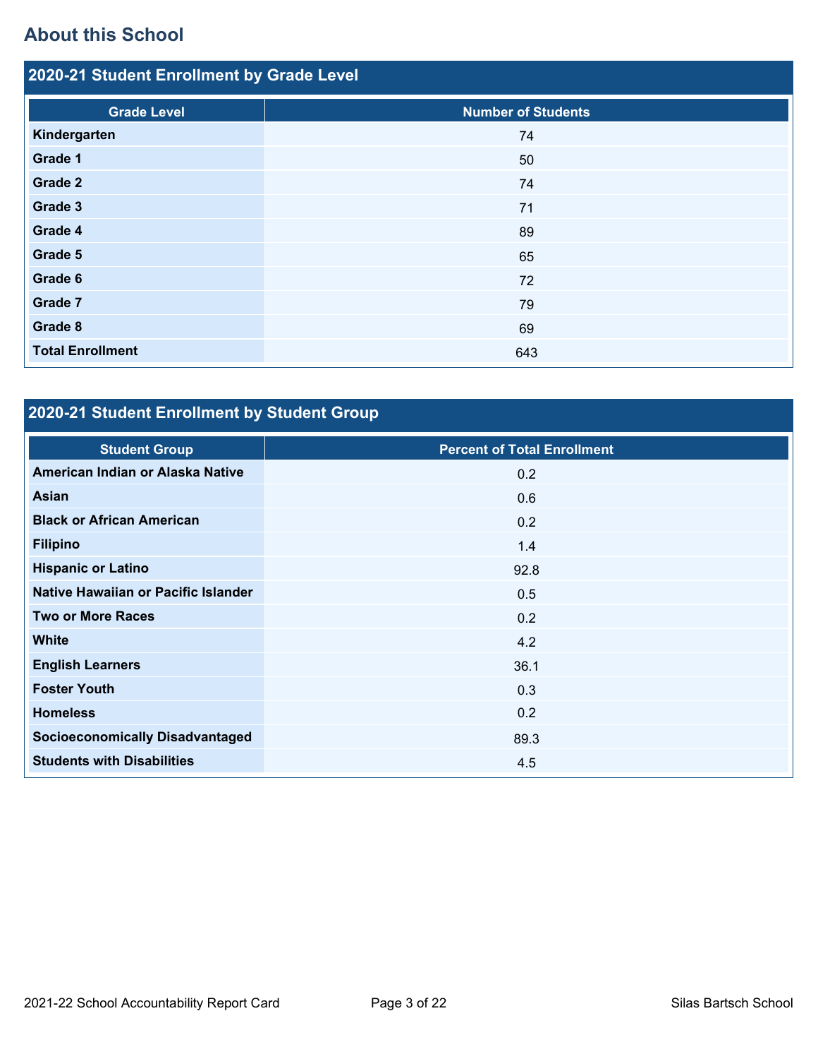## About this School

### 2020-21 Student Enrollment by Grade Level

| Grade Level | Number of Students |
|---|---|
| Kindergarten | 74 |
| Grade 1 | 50 |
| Grade 2 | 74 |
| Grade 3 | 71 |
| Grade 4 | 89 |
| Grade 5 | 65 |
| Grade 6 | 72 |
| Grade 7 | 79 |
| Grade 8 | 69 |
| Total Enrollment | 643 |

### 2020-21 Student Enrollment by Student Group

| Student Group | Percent of Total Enrollment |
|---|---|
| American Indian or Alaska Native | 0.2 |
| Asian | 0.6 |
| Black or African American | 0.2 |
| Filipino | 1.4 |
| Hispanic or Latino | 92.8 |
| Native Hawaiian or Pacific Islander | 0.5 |
| Two or More Races | 0.2 |
| White | 4.2 |
| English Learners | 36.1 |
| Foster Youth | 0.3 |
| Homeless | 0.2 |
| Socioeconomically Disadvantaged | 89.3 |
| Students with Disabilities | 4.5 |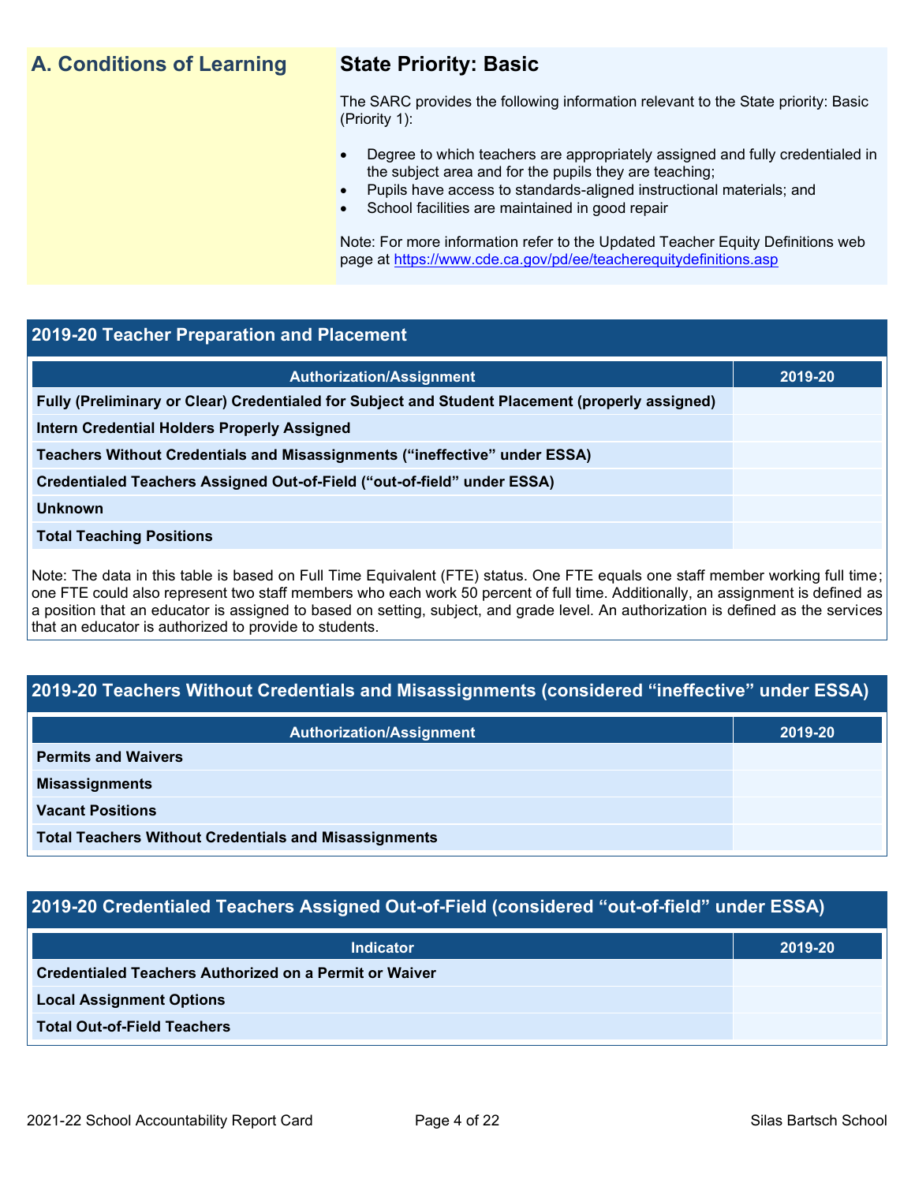## A. Conditions of Learning

### State Priority: Basic

The SARC provides the following information relevant to the State priority: Basic (Priority 1):

- Degree to which teachers are appropriately assigned and fully credentialed in the subject area and for the pupils they are teaching;
- Pupils have access to standards-aligned instructional materials; and
- School facilities are maintained in good repair

Note: For more information refer to the Updated Teacher Equity Definitions web page at https://www.cde.ca.gov/pd/ee/teacherequitydefinitions.asp

### 2019-20 Teacher Preparation and Placement

| Authorization/Assignment | 2019-20 |
|---|---|
| Fully (Preliminary or Clear) Credentialed for Subject and Student Placement (properly assigned) | |
| Intern Credential Holders Properly Assigned | |
| Teachers Without Credentials and Misassignments ("ineffective" under ESSA) | |
| Credentialed Teachers Assigned Out-of-Field ("out-of-field" under ESSA) | |
| Unknown | |
| Total Teaching Positions | |

Note: The data in this table is based on Full Time Equivalent (FTE) status. One FTE equals one staff member working full time; one FTE could also represent two staff members who each work 50 percent of full time. Additionally, an assignment is defined as a position that an educator is assigned to based on setting, subject, and grade level. An authorization is defined as the services that an educator is authorized to provide to students.

### 2019-20 Teachers Without Credentials and Misassignments (considered "ineffective" under ESSA)

| Authorization/Assignment | 2019-20 |
|---|---|
| Permits and Waivers | |
| Misassignments | |
| Vacant Positions | |
| Total Teachers Without Credentials and Misassignments | |

### 2019-20 Credentialed Teachers Assigned Out-of-Field (considered "out-of-field" under ESSA)

| Indicator | 2019-20 |
|---|---|
| Credentialed Teachers Authorized on a Permit or Waiver | |
| Local Assignment Options | |
| Total Out-of-Field Teachers | |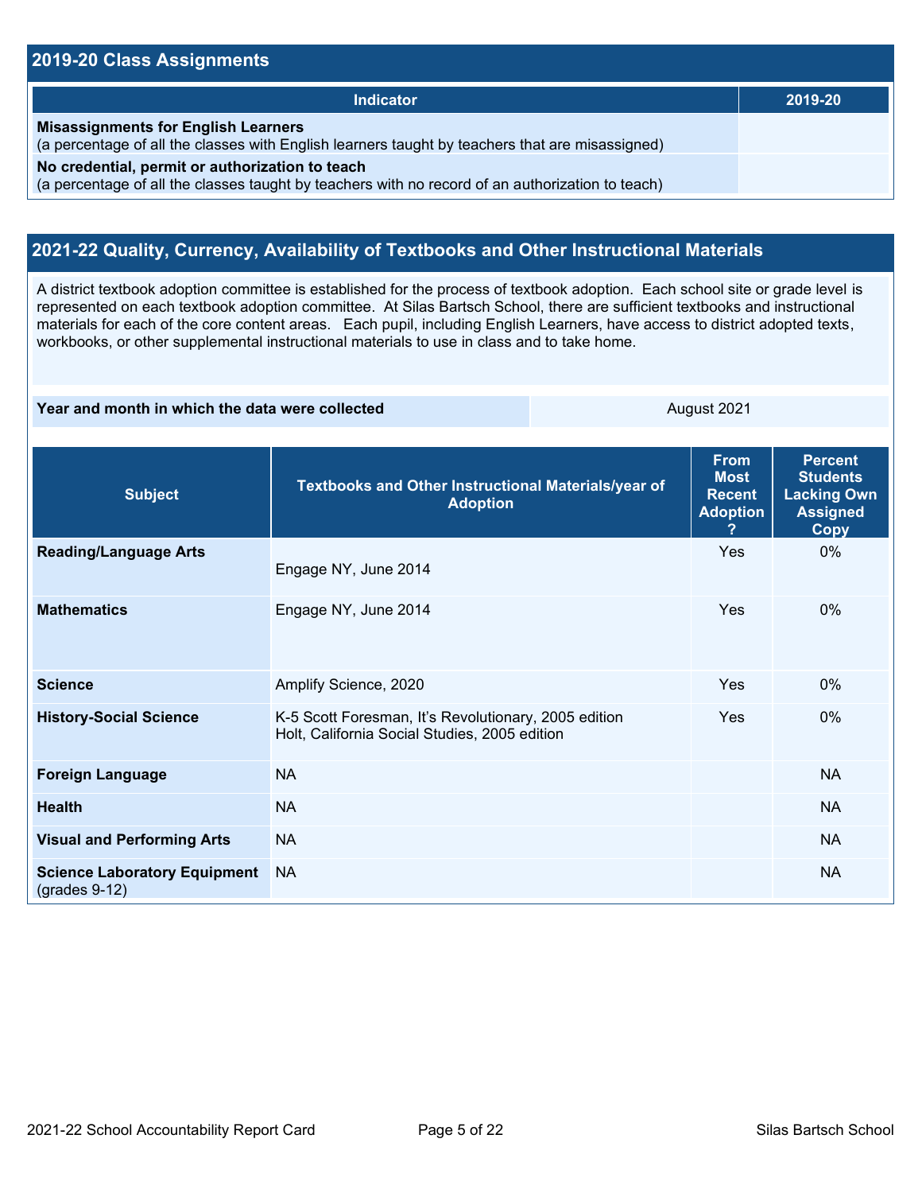## 2019-20 Class Assignments

| Indicator | 2019-20 |
| --- | --- |
| **Misassignments for English Learners** (a percentage of all the classes with English learners taught by teachers that are misassigned) | |
| **No credential, permit or authorization to teach** (a percentage of all the classes taught by teachers with no record of an authorization to teach) | |

## 2021-22 Quality, Currency, Availability of Textbooks and Other Instructional Materials

A district textbook adoption committee is established for the process of textbook adoption. Each school site or grade level is represented on each textbook adoption committee. At Silas Bartsch School, there are sufficient textbooks and instructional materials for each of the core content areas. Each pupil, including English Learners, have access to district adopted texts, workbooks, or other supplemental instructional materials to use in class and to take home.

| Year and month in which the data were collected | August 2021 |
| --- | --- |

| Subject | Textbooks and Other Instructional Materials/year of Adoption | From Most Recent Adoption ? | Percent Students Lacking Own Assigned Copy |
| --- | --- | --- | --- |
| **Reading/Language Arts** | Engage NY, June 2014 | Yes | 0% |
| **Mathematics** | Engage NY, June 2014 | Yes | 0% |
| **Science** | Amplify Science, 2020 | Yes | 0% |
| **History-Social Science** | K-5 Scott Foresman, It's Revolutionary, 2005 edition<br>Holt, California Social Studies, 2005 edition | Yes | 0% |
| **Foreign Language** | NA | | NA |
| **Health** | NA | | NA |
| **Visual and Performing Arts** | NA | | NA |
| **Science Laboratory Equipment** (grades 9-12) | NA | | NA |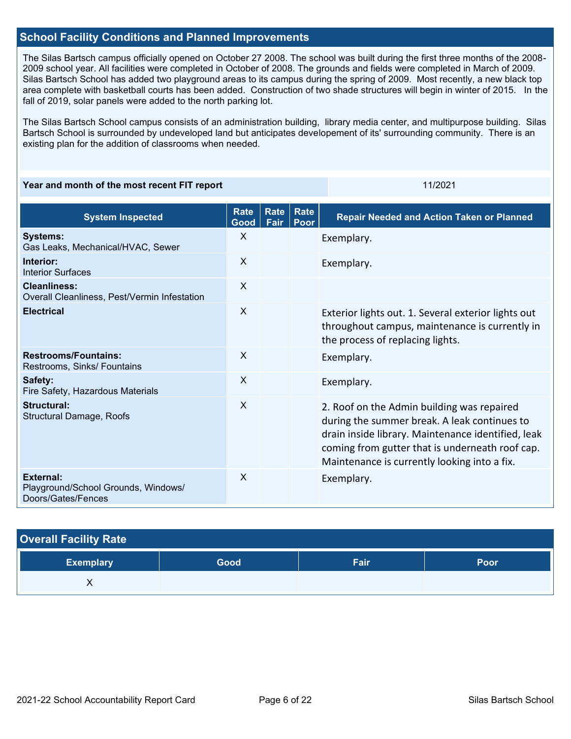## School Facility Conditions and Planned Improvements

The Silas Bartsch campus officially opened on October 27 2008. The school was built during the first three months of the 2008-2009 school year. All facilities were completed in October of 2008. The grounds and fields were completed in March of 2009. Silas Bartsch School has added two playground areas to its campus during the spring of 2009. Most recently, a new black top area complete with basketball courts has been added. Construction of two shade structures will begin in winter of 2015. In the fall of 2019, solar panels were added to the north parking lot.

The Silas Bartsch School campus consists of an administration building, library media center, and multipurpose building. Silas Bartsch School is surrounded by undeveloped land but anticipates developement of its' surrounding community. There is an existing plan for the addition of classrooms when needed.

| | |
|---|---|
| **Year and month of the most recent FIT report** | 11/2021 |

| System Inspected | Rate Good | Rate Fair | Rate Poor | Repair Needed and Action Taken or Planned |
|---|---|---|---|---|
| **Systems:** Gas Leaks, Mechanical/HVAC, Sewer | X | | | Exemplary. |
| **Interior:** Interior Surfaces | X | | | Exemplary. |
| **Cleanliness:** Overall Cleanliness, Pest/Vermin Infestation | X | | | |
| **Electrical** | X | | | Exterior lights out. 1. Several exterior lights out throughout campus, maintenance is currently in the process of replacing lights. |
| **Restrooms/Fountains:** Restrooms, Sinks/ Fountains | X | | | Exemplary. |
| **Safety:** Fire Safety, Hazardous Materials | X | | | Exemplary. |
| **Structural:** Structural Damage, Roofs | X | | | 2. Roof on the Admin building was repaired during the summer break. A leak continues to drain inside library. Maintenance identified, leak coming from gutter that is underneath roof cap. Maintenance is currently looking into a fix. |
| **External:** Playground/School Grounds, Windows/ Doors/Gates/Fences | X | | | Exemplary. |

## Overall Facility Rate

| Exemplary | Good | Fair | Poor |
|---|---|---|---|
| X | | | |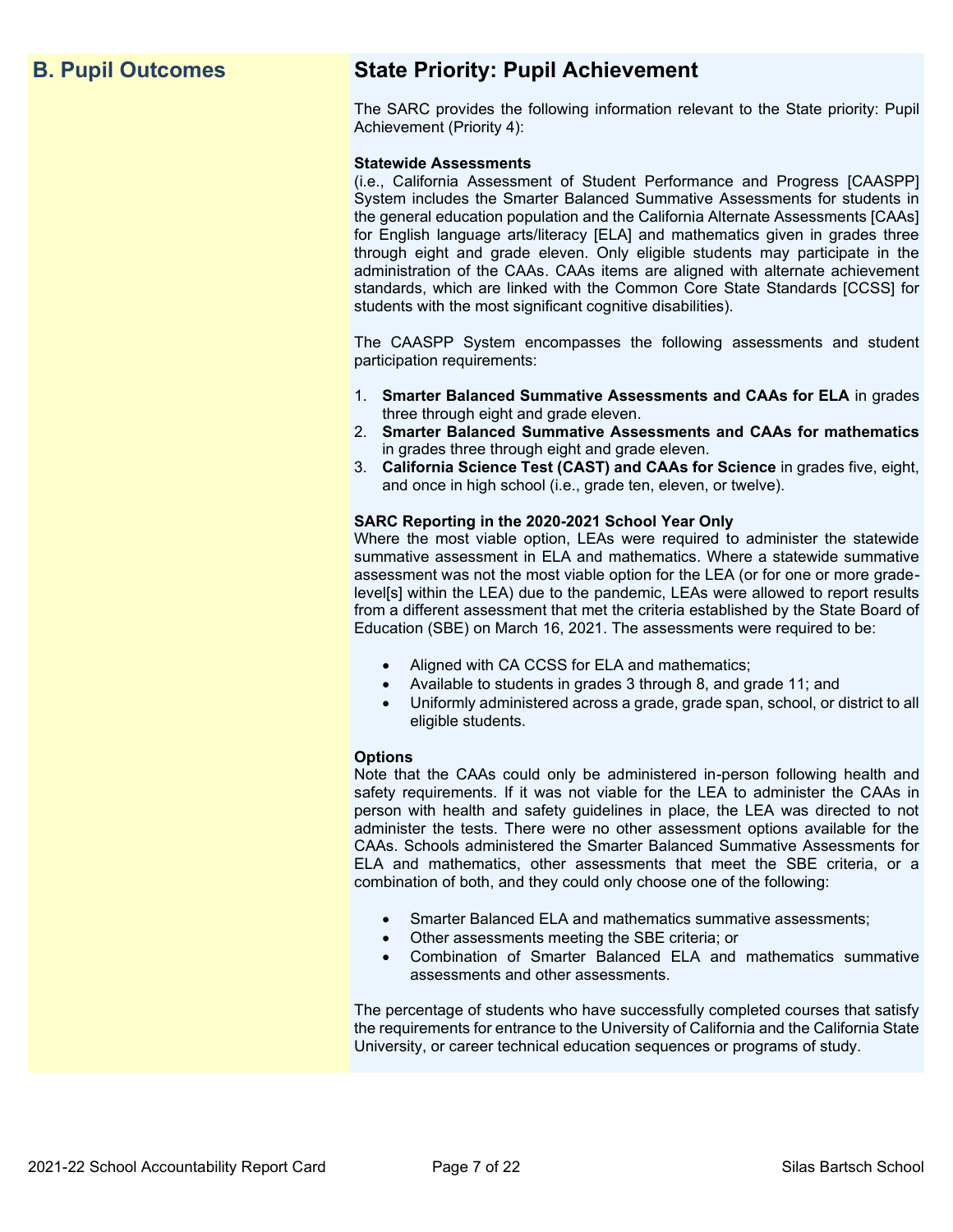## B. Pupil Outcomes

## State Priority: Pupil Achievement

The SARC provides the following information relevant to the State priority: Pupil Achievement (Priority 4):

**Statewide Assessments**
(i.e., California Assessment of Student Performance and Progress [CAASPP] System includes the Smarter Balanced Summative Assessments for students in the general education population and the California Alternate Assessments [CAAs] for English language arts/literacy [ELA] and mathematics given in grades three through eight and grade eleven. Only eligible students may participate in the administration of the CAAs. CAAs items are aligned with alternate achievement standards, which are linked with the Common Core State Standards [CCSS] for students with the most significant cognitive disabilities).

The CAASPP System encompasses the following assessments and student participation requirements:

1. **Smarter Balanced Summative Assessments and CAAs for ELA** in grades three through eight and grade eleven.
2. **Smarter Balanced Summative Assessments and CAAs for mathematics** in grades three through eight and grade eleven.
3. **California Science Test (CAST) and CAAs for Science** in grades five, eight, and once in high school (i.e., grade ten, eleven, or twelve).

**SARC Reporting in the 2020-2021 School Year Only**
Where the most viable option, LEAs were required to administer the statewide summative assessment in ELA and mathematics. Where a statewide summative assessment was not the most viable option for the LEA (or for one or more grade-level[s] within the LEA) due to the pandemic, LEAs were allowed to report results from a different assessment that met the criteria established by the State Board of Education (SBE) on March 16, 2021. The assessments were required to be:

- Aligned with CA CCSS for ELA and mathematics;
- Available to students in grades 3 through 8, and grade 11; and
- Uniformly administered across a grade, grade span, school, or district to all eligible students.

**Options**
Note that the CAAs could only be administered in-person following health and safety requirements. If it was not viable for the LEA to administer the CAAs in person with health and safety guidelines in place, the LEA was directed to not administer the tests. There were no other assessment options available for the CAAs. Schools administered the Smarter Balanced Summative Assessments for ELA and mathematics, other assessments that meet the SBE criteria, or a combination of both, and they could only choose one of the following:

- Smarter Balanced ELA and mathematics summative assessments;
- Other assessments meeting the SBE criteria; or
- Combination of Smarter Balanced ELA and mathematics summative assessments and other assessments.

The percentage of students who have successfully completed courses that satisfy the requirements for entrance to the University of California and the California State University, or career technical education sequences or programs of study.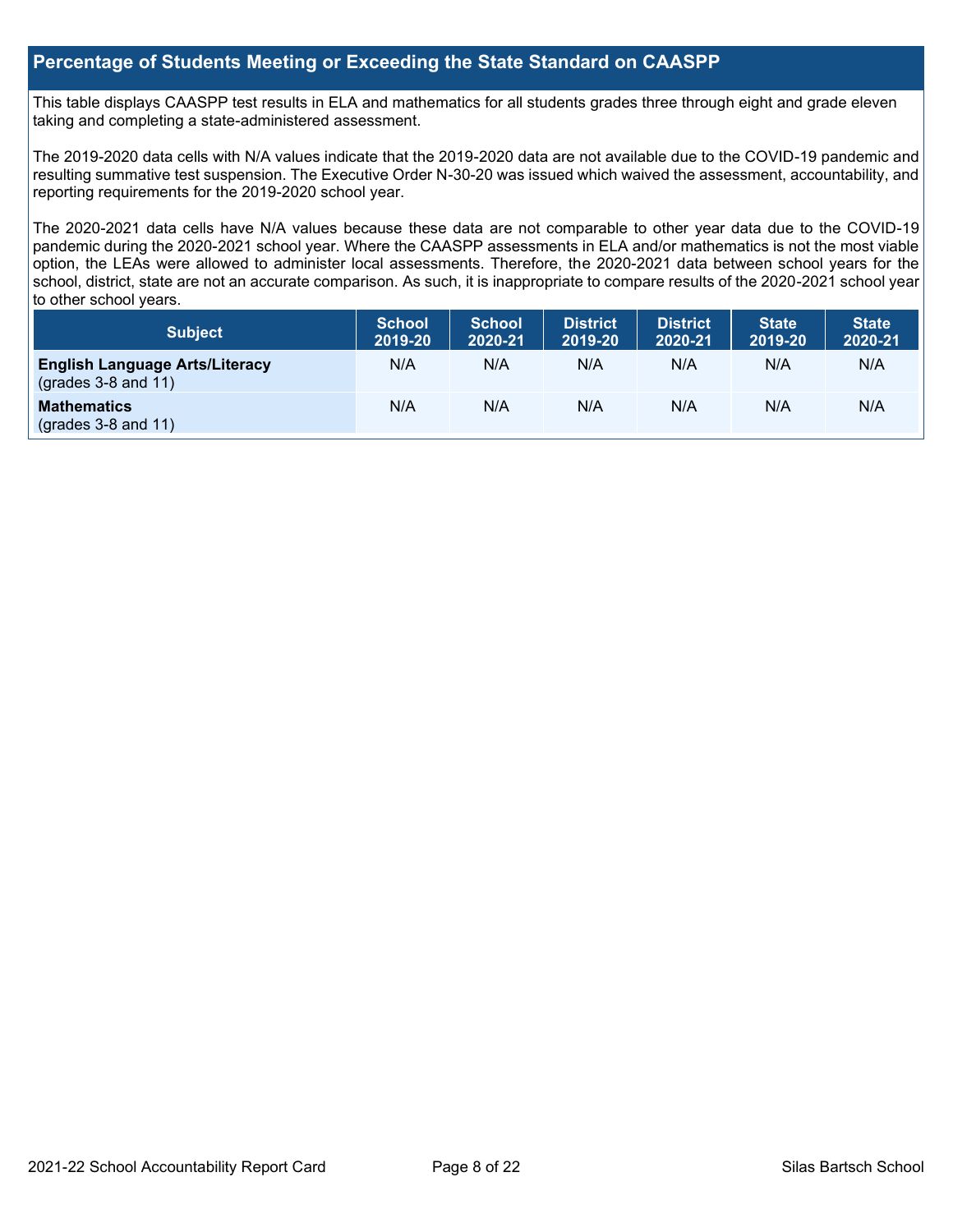## Percentage of Students Meeting or Exceeding the State Standard on CAASPP

This table displays CAASPP test results in ELA and mathematics for all students grades three through eight and grade eleven taking and completing a state-administered assessment.

The 2019-2020 data cells with N/A values indicate that the 2019-2020 data are not available due to the COVID-19 pandemic and resulting summative test suspension. The Executive Order N-30-20 was issued which waived the assessment, accountability, and reporting requirements for the 2019-2020 school year.

The 2020-2021 data cells have N/A values because these data are not comparable to other year data due to the COVID-19 pandemic during the 2020-2021 school year. Where the CAASPP assessments in ELA and/or mathematics is not the most viable option, the LEAs were allowed to administer local assessments. Therefore, the 2020-2021 data between school years for the school, district, state are not an accurate comparison. As such, it is inappropriate to compare results of the 2020-2021 school year to other school years.

| Subject | School 2019-20 | School 2020-21 | District 2019-20 | District 2020-21 | State 2019-20 | State 2020-21 |
|---|---|---|---|---|---|---|
| **English Language Arts/Literacy** (grades 3-8 and 11) | N/A | N/A | N/A | N/A | N/A | N/A |
| **Mathematics** (grades 3-8 and 11) | N/A | N/A | N/A | N/A | N/A | N/A |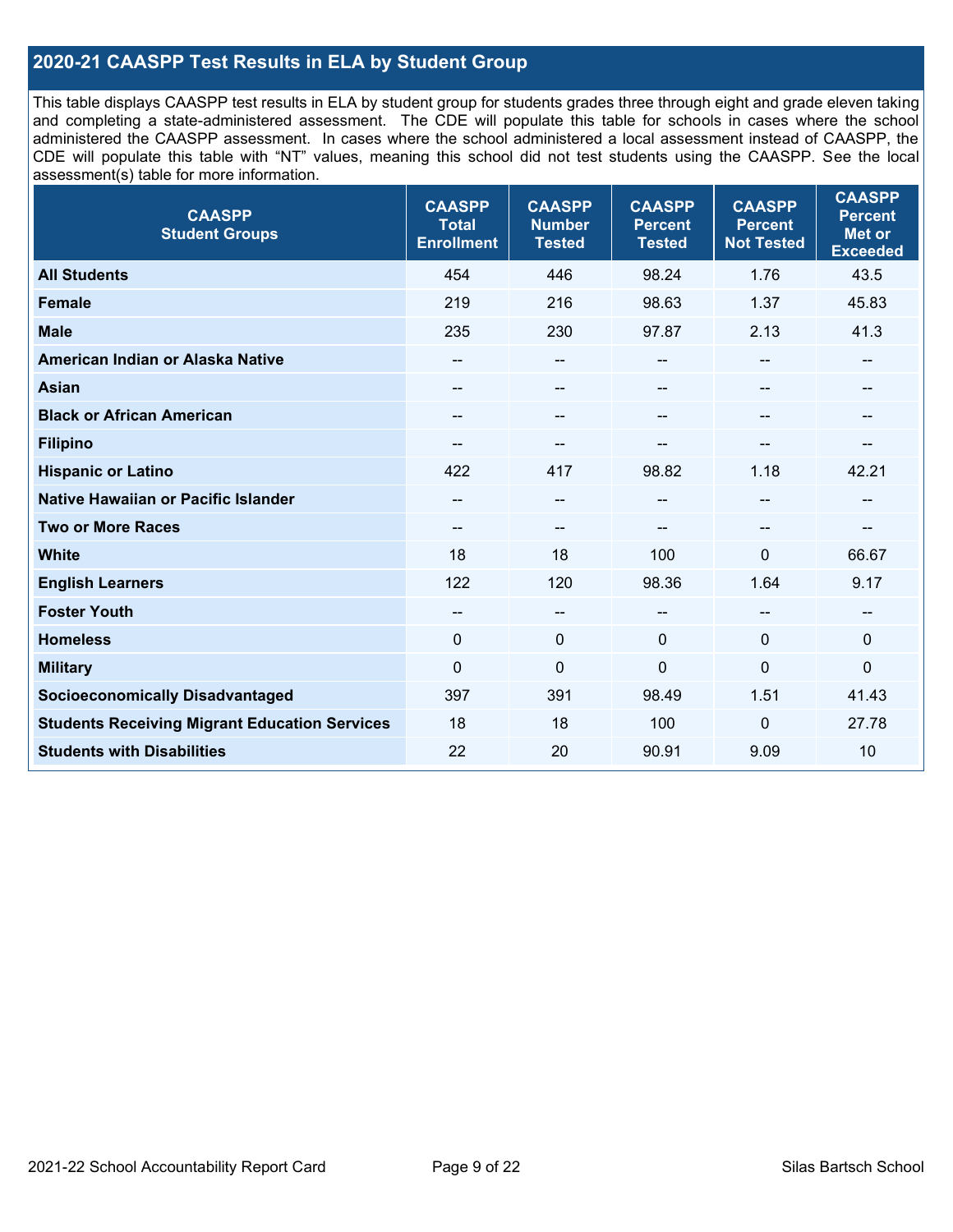## 2020-21 CAASPP Test Results in ELA by Student Group

This table displays CAASPP test results in ELA by student group for students grades three through eight and grade eleven taking and completing a state-administered assessment. The CDE will populate this table for schools in cases where the school administered the CAASPP assessment. In cases where the school administered a local assessment instead of CAASPP, the CDE will populate this table with "NT" values, meaning this school did not test students using the CAASPP. See the local assessment(s) table for more information.

| CAASPP Student Groups | CAASPP Total Enrollment | CAASPP Number Tested | CAASPP Percent Tested | CAASPP Percent Not Tested | CAASPP Percent Met or Exceeded |
|---|---|---|---|---|---|
| **All Students** | 454 | 446 | 98.24 | 1.76 | 43.5 |
| **Female** | 219 | 216 | 98.63 | 1.37 | 45.83 |
| **Male** | 235 | 230 | 97.87 | 2.13 | 41.3 |
| **American Indian or Alaska Native** | -- | -- | -- | -- | -- |
| **Asian** | -- | -- | -- | -- | -- |
| **Black or African American** | -- | -- | -- | -- | -- |
| **Filipino** | -- | -- | -- | -- | -- |
| **Hispanic or Latino** | 422 | 417 | 98.82 | 1.18 | 42.21 |
| **Native Hawaiian or Pacific Islander** | -- | -- | -- | -- | -- |
| **Two or More Races** | -- | -- | -- | -- | -- |
| **White** | 18 | 18 | 100 | 0 | 66.67 |
| **English Learners** | 122 | 120 | 98.36 | 1.64 | 9.17 |
| **Foster Youth** | -- | -- | -- | -- | -- |
| **Homeless** | 0 | 0 | 0 | 0 | 0 |
| **Military** | 0 | 0 | 0 | 0 | 0 |
| **Socioeconomically Disadvantaged** | 397 | 391 | 98.49 | 1.51 | 41.43 |
| **Students Receiving Migrant Education Services** | 18 | 18 | 100 | 0 | 27.78 |
| **Students with Disabilities** | 22 | 20 | 90.91 | 9.09 | 10 |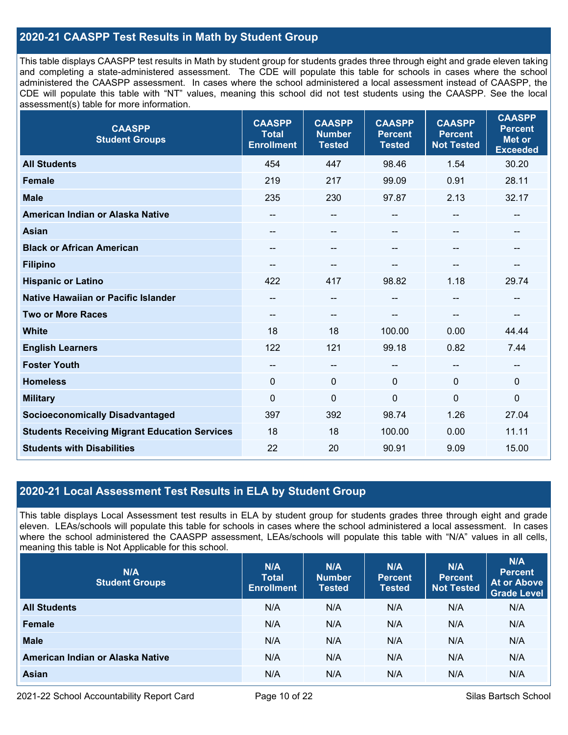## 2020-21 CAASPP Test Results in Math by Student Group

This table displays CAASPP test results in Math by student group for students grades three through eight and grade eleven taking and completing a state-administered assessment. The CDE will populate this table for schools in cases where the school administered the CAASPP assessment. In cases where the school administered a local assessment instead of CAASPP, the CDE will populate this table with "NT" values, meaning this school did not test students using the CAASPP. See the local assessment(s) table for more information.

| CAASPP Student Groups | CAASPP Total Enrollment | CAASPP Number Tested | CAASPP Percent Tested | CAASPP Percent Not Tested | CAASPP Percent Met or Exceeded |
|---|---|---|---|---|---|
| **All Students** | 454 | 447 | 98.46 | 1.54 | 30.20 |
| **Female** | 219 | 217 | 99.09 | 0.91 | 28.11 |
| **Male** | 235 | 230 | 97.87 | 2.13 | 32.17 |
| **American Indian or Alaska Native** | -- | -- | -- | -- | -- |
| **Asian** | -- | -- | -- | -- | -- |
| **Black or African American** | -- | -- | -- | -- | -- |
| **Filipino** | -- | -- | -- | -- | -- |
| **Hispanic or Latino** | 422 | 417 | 98.82 | 1.18 | 29.74 |
| **Native Hawaiian or Pacific Islander** | -- | -- | -- | -- | -- |
| **Two or More Races** | -- | -- | -- | -- | -- |
| **White** | 18 | 18 | 100.00 | 0.00 | 44.44 |
| **English Learners** | 122 | 121 | 99.18 | 0.82 | 7.44 |
| **Foster Youth** | -- | -- | -- | -- | -- |
| **Homeless** | 0 | 0 | 0 | 0 | 0 |
| **Military** | 0 | 0 | 0 | 0 | 0 |
| **Socioeconomically Disadvantaged** | 397 | 392 | 98.74 | 1.26 | 27.04 |
| **Students Receiving Migrant Education Services** | 18 | 18 | 100.00 | 0.00 | 11.11 |
| **Students with Disabilities** | 22 | 20 | 90.91 | 9.09 | 15.00 |

## 2020-21 Local Assessment Test Results in ELA by Student Group

This table displays Local Assessment test results in ELA by student group for students grades three through eight and grade eleven. LEAs/schools will populate this table for schools in cases where the school administered a local assessment. In cases where the school administered the CAASPP assessment, LEAs/schools will populate this table with "N/A" values in all cells, meaning this table is Not Applicable for this school.

| N/A Student Groups | N/A Total Enrollment | N/A Number Tested | N/A Percent Tested | N/A Percent Not Tested | N/A Percent At or Above Grade Level |
|---|---|---|---|---|---|
| **All Students** | N/A | N/A | N/A | N/A | N/A |
| **Female** | N/A | N/A | N/A | N/A | N/A |
| **Male** | N/A | N/A | N/A | N/A | N/A |
| **American Indian or Alaska Native** | N/A | N/A | N/A | N/A | N/A |
| **Asian** | N/A | N/A | N/A | N/A | N/A |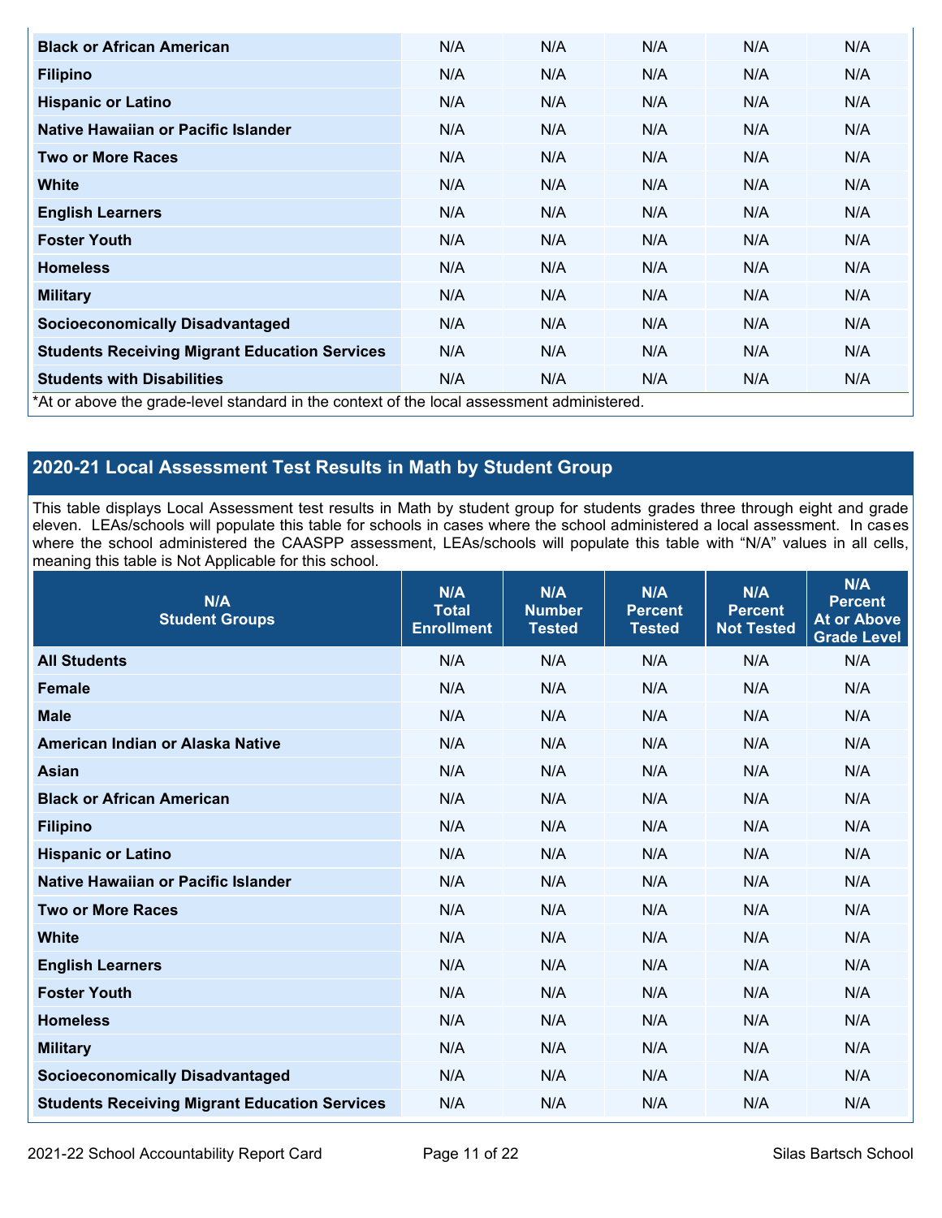| | | | | | |
|---|---|---|---|---|---|
| **Black or African American** | N/A | N/A | N/A | N/A | N/A |
| **Filipino** | N/A | N/A | N/A | N/A | N/A |
| **Hispanic or Latino** | N/A | N/A | N/A | N/A | N/A |
| **Native Hawaiian or Pacific Islander** | N/A | N/A | N/A | N/A | N/A |
| **Two or More Races** | N/A | N/A | N/A | N/A | N/A |
| **White** | N/A | N/A | N/A | N/A | N/A |
| **English Learners** | N/A | N/A | N/A | N/A | N/A |
| **Foster Youth** | N/A | N/A | N/A | N/A | N/A |
| **Homeless** | N/A | N/A | N/A | N/A | N/A |
| **Military** | N/A | N/A | N/A | N/A | N/A |
| **Socioeconomically Disadvantaged** | N/A | N/A | N/A | N/A | N/A |
| **Students Receiving Migrant Education Services** | N/A | N/A | N/A | N/A | N/A |
| **Students with Disabilities** | N/A | N/A | N/A | N/A | N/A |

*At or above the grade-level standard in the context of the local assessment administered.

## 2020-21 Local Assessment Test Results in Math by Student Group

This table displays Local Assessment test results in Math by student group for students grades three through eight and grade eleven. LEAs/schools will populate this table for schools in cases where the school administered a local assessment. In cases where the school administered the CAASPP assessment, LEAs/schools will populate this table with "N/A" values in all cells, meaning this table is Not Applicable for this school.

| N/A Student Groups | N/A Total Enrollment | N/A Number Tested | N/A Percent Tested | N/A Percent Not Tested | N/A Percent At or Above Grade Level |
|---|---|---|---|---|---|
| **All Students** | N/A | N/A | N/A | N/A | N/A |
| **Female** | N/A | N/A | N/A | N/A | N/A |
| **Male** | N/A | N/A | N/A | N/A | N/A |
| **American Indian or Alaska Native** | N/A | N/A | N/A | N/A | N/A |
| **Asian** | N/A | N/A | N/A | N/A | N/A |
| **Black or African American** | N/A | N/A | N/A | N/A | N/A |
| **Filipino** | N/A | N/A | N/A | N/A | N/A |
| **Hispanic or Latino** | N/A | N/A | N/A | N/A | N/A |
| **Native Hawaiian or Pacific Islander** | N/A | N/A | N/A | N/A | N/A |
| **Two or More Races** | N/A | N/A | N/A | N/A | N/A |
| **White** | N/A | N/A | N/A | N/A | N/A |
| **English Learners** | N/A | N/A | N/A | N/A | N/A |
| **Foster Youth** | N/A | N/A | N/A | N/A | N/A |
| **Homeless** | N/A | N/A | N/A | N/A | N/A |
| **Military** | N/A | N/A | N/A | N/A | N/A |
| **Socioeconomically Disadvantaged** | N/A | N/A | N/A | N/A | N/A |
| **Students Receiving Migrant Education Services** | N/A | N/A | N/A | N/A | N/A |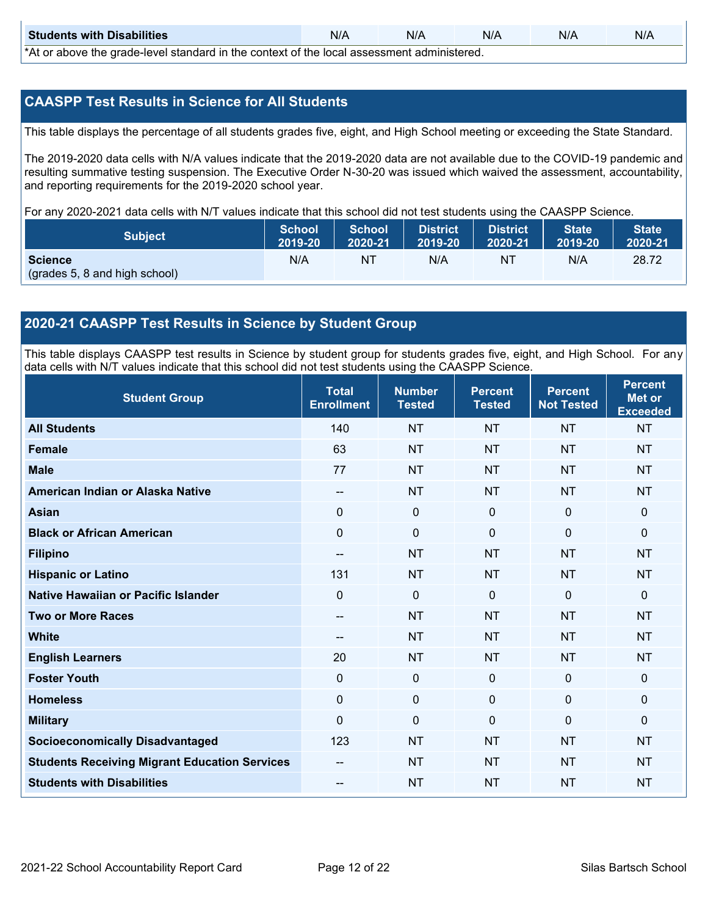| Students with Disabilities | N/A | N/A | N/A | N/A | N/A |
|---|---|---|---|---|---|

*At or above the grade-level standard in the context of the local assessment administered.

## CAASPP Test Results in Science for All Students

This table displays the percentage of all students grades five, eight, and High School meeting or exceeding the State Standard.

The 2019-2020 data cells with N/A values indicate that the 2019-2020 data are not available due to the COVID-19 pandemic and resulting summative testing suspension. The Executive Order N-30-20 was issued which waived the assessment, accountability, and reporting requirements for the 2019-2020 school year.

For any 2020-2021 data cells with N/T values indicate that this school did not test students using the CAASPP Science.

| Subject | School 2019-20 | School 2020-21 | District 2019-20 | District 2020-21 | State 2019-20 | State 2020-21 |
|---|---|---|---|---|---|---|
| **Science** (grades 5, 8 and high school) | N/A | NT | N/A | NT | N/A | 28.72 |

## 2020-21 CAASPP Test Results in Science by Student Group

This table displays CAASPP test results in Science by student group for students grades five, eight, and High School. For any data cells with N/T values indicate that this school did not test students using the CAASPP Science.

| Student Group | Total Enrollment | Number Tested | Percent Tested | Percent Not Tested | Percent Met or Exceeded |
|---|---|---|---|---|---|
| **All Students** | 140 | NT | NT | NT | NT |
| **Female** | 63 | NT | NT | NT | NT |
| **Male** | 77 | NT | NT | NT | NT |
| **American Indian or Alaska Native** | -- | NT | NT | NT | NT |
| **Asian** | 0 | 0 | 0 | 0 | 0 |
| **Black or African American** | 0 | 0 | 0 | 0 | 0 |
| **Filipino** | -- | NT | NT | NT | NT |
| **Hispanic or Latino** | 131 | NT | NT | NT | NT |
| **Native Hawaiian or Pacific Islander** | 0 | 0 | 0 | 0 | 0 |
| **Two or More Races** | -- | NT | NT | NT | NT |
| **White** | -- | NT | NT | NT | NT |
| **English Learners** | 20 | NT | NT | NT | NT |
| **Foster Youth** | 0 | 0 | 0 | 0 | 0 |
| **Homeless** | 0 | 0 | 0 | 0 | 0 |
| **Military** | 0 | 0 | 0 | 0 | 0 |
| **Socioeconomically Disadvantaged** | 123 | NT | NT | NT | NT |
| **Students Receiving Migrant Education Services** | -- | NT | NT | NT | NT |
| **Students with Disabilities** | -- | NT | NT | NT | NT |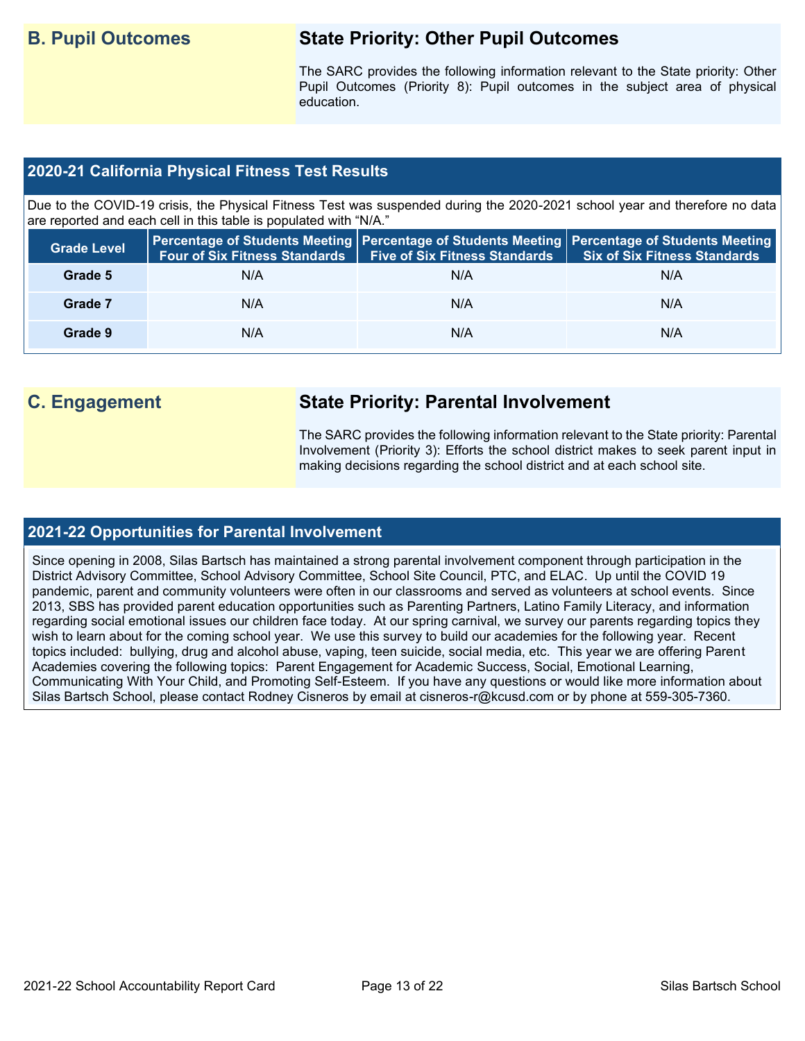## B. Pupil Outcomes

### State Priority: Other Pupil Outcomes

The SARC provides the following information relevant to the State priority: Other Pupil Outcomes (Priority 8): Pupil outcomes in the subject area of physical education.

### 2020-21 California Physical Fitness Test Results

Due to the COVID-19 crisis, the Physical Fitness Test was suspended during the 2020-2021 school year and therefore no data are reported and each cell in this table is populated with "N/A."

| Grade Level | Percentage of Students Meeting Four of Six Fitness Standards | Percentage of Students Meeting Five of Six Fitness Standards | Percentage of Students Meeting Six of Six Fitness Standards |
|---|---|---|---|
| Grade 5 | N/A | N/A | N/A |
| Grade 7 | N/A | N/A | N/A |
| Grade 9 | N/A | N/A | N/A |

## C. Engagement

### State Priority: Parental Involvement

The SARC provides the following information relevant to the State priority: Parental Involvement (Priority 3): Efforts the school district makes to seek parent input in making decisions regarding the school district and at each school site.

### 2021-22 Opportunities for Parental Involvement

Since opening in 2008, Silas Bartsch has maintained a strong parental involvement component through participation in the District Advisory Committee, School Advisory Committee, School Site Council, PTC, and ELAC. Up until the COVID 19 pandemic, parent and community volunteers were often in our classrooms and served as volunteers at school events. Since 2013, SBS has provided parent education opportunities such as Parenting Partners, Latino Family Literacy, and information regarding social emotional issues our children face today. At our spring carnival, we survey our parents regarding topics they wish to learn about for the coming school year. We use this survey to build our academies for the following year. Recent topics included: bullying, drug and alcohol abuse, vaping, teen suicide, social media, etc. This year we are offering Parent Academies covering the following topics: Parent Engagement for Academic Success, Social, Emotional Learning, Communicating With Your Child, and Promoting Self-Esteem. If you have any questions or would like more information about Silas Bartsch School, please contact Rodney Cisneros by email at cisneros-r@kcusd.com or by phone at 559-305-7360.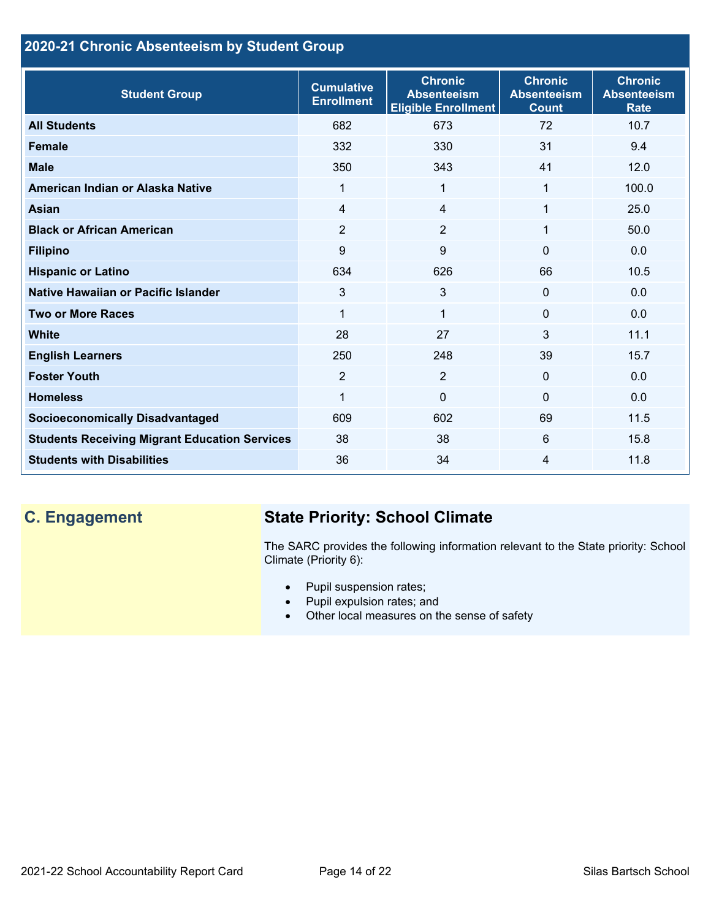## 2020-21 Chronic Absenteeism by Student Group

| Student Group | Cumulative Enrollment | Chronic Absenteeism Eligible Enrollment | Chronic Absenteeism Count | Chronic Absenteeism Rate |
|---|---|---|---|---|
| All Students | 682 | 673 | 72 | 10.7 |
| Female | 332 | 330 | 31 | 9.4 |
| Male | 350 | 343 | 41 | 12.0 |
| American Indian or Alaska Native | 1 | 1 | 1 | 100.0 |
| Asian | 4 | 4 | 1 | 25.0 |
| Black or African American | 2 | 2 | 1 | 50.0 |
| Filipino | 9 | 9 | 0 | 0.0 |
| Hispanic or Latino | 634 | 626 | 66 | 10.5 |
| Native Hawaiian or Pacific Islander | 3 | 3 | 0 | 0.0 |
| Two or More Races | 1 | 1 | 0 | 0.0 |
| White | 28 | 27 | 3 | 11.1 |
| English Learners | 250 | 248 | 39 | 15.7 |
| Foster Youth | 2 | 2 | 0 | 0.0 |
| Homeless | 1 | 0 | 0 | 0.0 |
| Socioeconomically Disadvantaged | 609 | 602 | 69 | 11.5 |
| Students Receiving Migrant Education Services | 38 | 38 | 6 | 15.8 |
| Students with Disabilities | 36 | 34 | 4 | 11.8 |

## C. Engagement

### State Priority: School Climate

The SARC provides the following information relevant to the State priority: School Climate (Priority 6):

- Pupil suspension rates;
- Pupil expulsion rates; and
- Other local measures on the sense of safety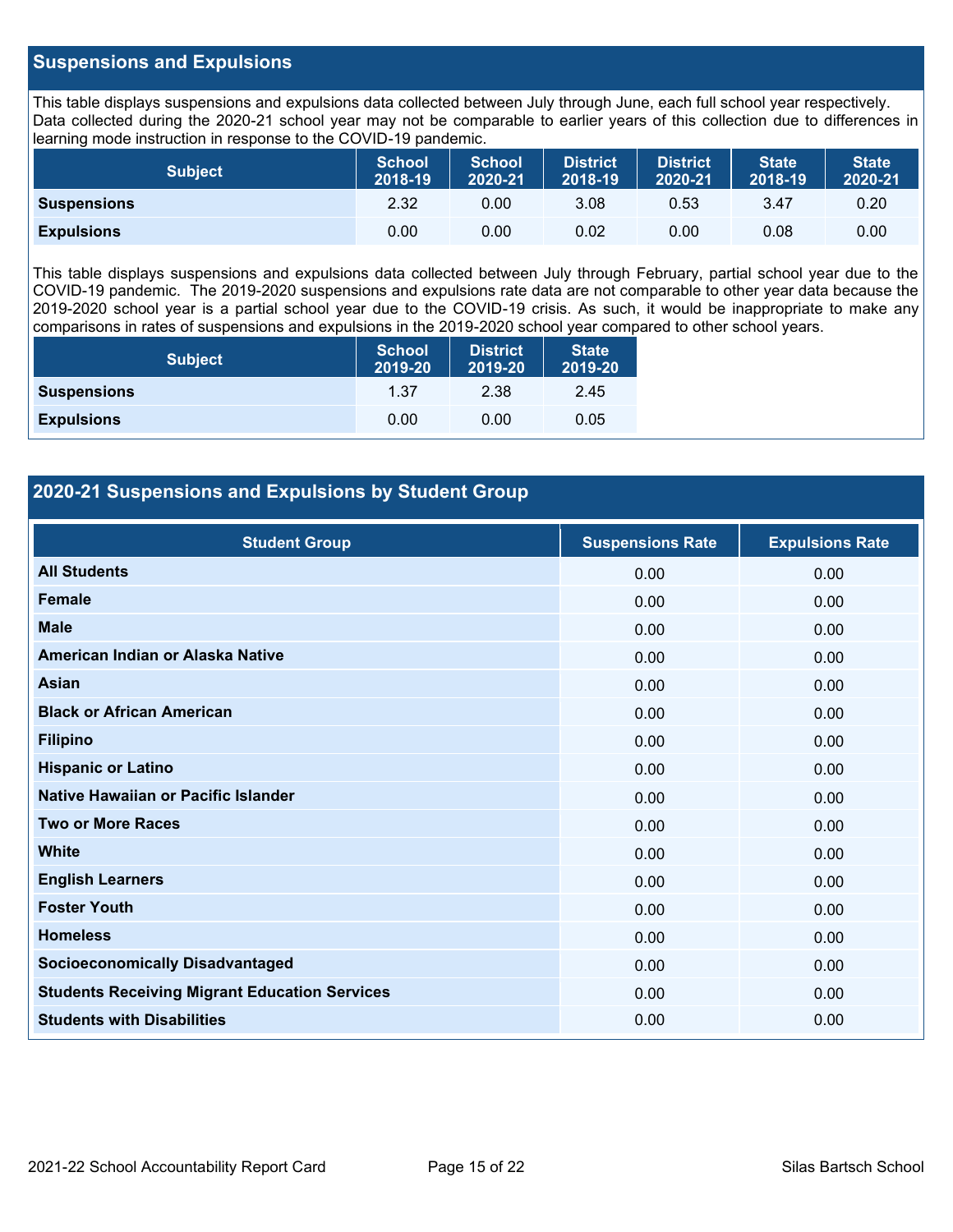## Suspensions and Expulsions

This table displays suspensions and expulsions data collected between July through June, each full school year respectively. Data collected during the 2020-21 school year may not be comparable to earlier years of this collection due to differences in learning mode instruction in response to the COVID-19 pandemic.

| Subject | School 2018-19 | School 2020-21 | District 2018-19 | District 2020-21 | State 2018-19 | State 2020-21 |
|---|---|---|---|---|---|---|
| **Suspensions** | 2.32 | 0.00 | 3.08 | 0.53 | 3.47 | 0.20 |
| **Expulsions** | 0.00 | 0.00 | 0.02 | 0.00 | 0.08 | 0.00 |

This table displays suspensions and expulsions data collected between July through February, partial school year due to the COVID-19 pandemic. The 2019-2020 suspensions and expulsions rate data are not comparable to other year data because the 2019-2020 school year is a partial school year due to the COVID-19 crisis. As such, it would be inappropriate to make any comparisons in rates of suspensions and expulsions in the 2019-2020 school year compared to other school years.

| Subject | School 2019-20 | District 2019-20 | State 2019-20 |
|---|---|---|---|
| **Suspensions** | 1.37 | 2.38 | 2.45 |
| **Expulsions** | 0.00 | 0.00 | 0.05 |

## 2020-21 Suspensions and Expulsions by Student Group

| Student Group | Suspensions Rate | Expulsions Rate |
|---|---|---|
| **All Students** | 0.00 | 0.00 |
| **Female** | 0.00 | 0.00 |
| **Male** | 0.00 | 0.00 |
| **American Indian or Alaska Native** | 0.00 | 0.00 |
| **Asian** | 0.00 | 0.00 |
| **Black or African American** | 0.00 | 0.00 |
| **Filipino** | 0.00 | 0.00 |
| **Hispanic or Latino** | 0.00 | 0.00 |
| **Native Hawaiian or Pacific Islander** | 0.00 | 0.00 |
| **Two or More Races** | 0.00 | 0.00 |
| **White** | 0.00 | 0.00 |
| **English Learners** | 0.00 | 0.00 |
| **Foster Youth** | 0.00 | 0.00 |
| **Homeless** | 0.00 | 0.00 |
| **Socioeconomically Disadvantaged** | 0.00 | 0.00 |
| **Students Receiving Migrant Education Services** | 0.00 | 0.00 |
| **Students with Disabilities** | 0.00 | 0.00 |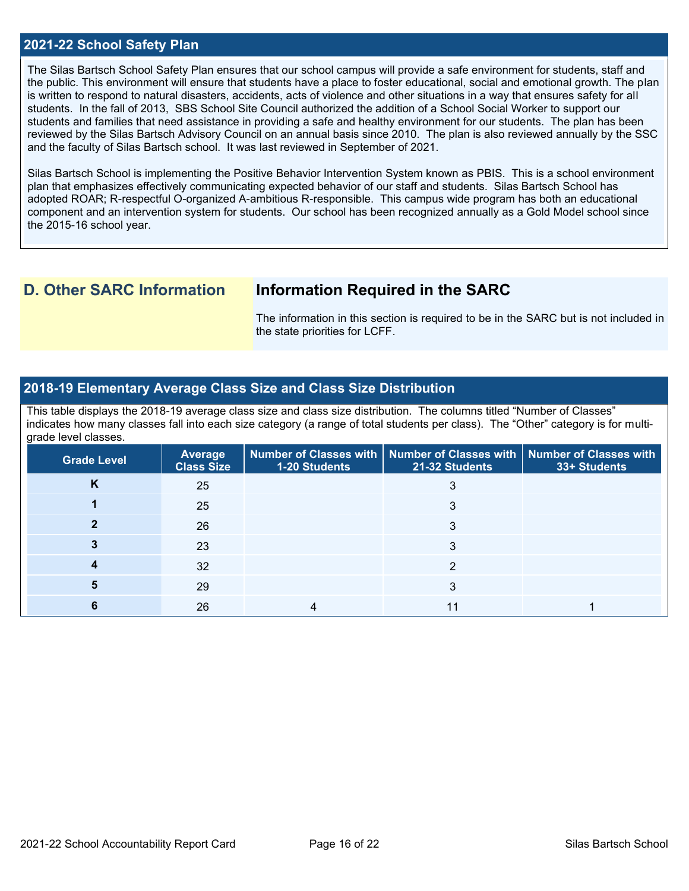## 2021-22 School Safety Plan

The Silas Bartsch School Safety Plan ensures that our school campus will provide a safe environment for students, staff and the public. This environment will ensure that students have a place to foster educational, social and emotional growth. The plan is written to respond to natural disasters, accidents, acts of violence and other situations in a way that ensures safety for all students. In the fall of 2013, SBS School Site Council authorized the addition of a School Social Worker to support our students and families that need assistance in providing a safe and healthy environment for our students. The plan has been reviewed by the Silas Bartsch Advisory Council on an annual basis since 2010. The plan is also reviewed annually by the SSC and the faculty of Silas Bartsch school. It was last reviewed in September of 2021.

Silas Bartsch School is implementing the Positive Behavior Intervention System known as PBIS. This is a school environment plan that emphasizes effectively communicating expected behavior of our staff and students. Silas Bartsch School has adopted ROAR; R-respectful O-organized A-ambitious R-responsible. This campus wide program has both an educational component and an intervention system for students. Our school has been recognized annually as a Gold Model school since the 2015-16 school year.

## D. Other SARC Information

### Information Required in the SARC

The information in this section is required to be in the SARC but is not included in the state priorities for LCFF.

## 2018-19 Elementary Average Class Size and Class Size Distribution

This table displays the 2018-19 average class size and class size distribution. The columns titled "Number of Classes" indicates how many classes fall into each size category (a range of total students per class). The "Other" category is for multi-grade level classes.

| Grade Level | Average Class Size | Number of Classes with 1-20 Students | Number of Classes with 21-32 Students | Number of Classes with 33+ Students |
|---|---|---|---|---|
| K | 25 | | 3 | |
| 1 | 25 | | 3 | |
| 2 | 26 | | 3 | |
| 3 | 23 | | 3 | |
| 4 | 32 | | 2 | |
| 5 | 29 | | 3 | |
| 6 | 26 | 4 | 11 | 1 |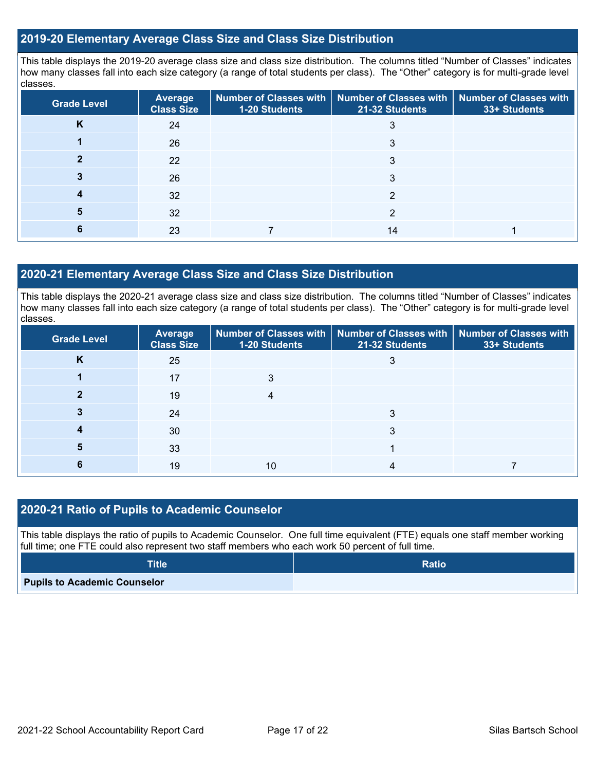## 2019-20 Elementary Average Class Size and Class Size Distribution

This table displays the 2019-20 average class size and class size distribution. The columns titled "Number of Classes" indicates how many classes fall into each size category (a range of total students per class). The "Other" category is for multi-grade level classes.

| Grade Level | Average Class Size | Number of Classes with 1-20 Students | Number of Classes with 21-32 Students | Number of Classes with 33+ Students |
|---|---|---|---|---|
| K | 24 | | 3 | |
| 1 | 26 | | 3 | |
| 2 | 22 | | 3 | |
| 3 | 26 | | 3 | |
| 4 | 32 | | 2 | |
| 5 | 32 | | 2 | |
| 6 | 23 | 7 | 14 | 1 |

## 2020-21 Elementary Average Class Size and Class Size Distribution

This table displays the 2020-21 average class size and class size distribution. The columns titled "Number of Classes" indicates how many classes fall into each size category (a range of total students per class). The "Other" category is for multi-grade level classes.

| Grade Level | Average Class Size | Number of Classes with 1-20 Students | Number of Classes with 21-32 Students | Number of Classes with 33+ Students |
|---|---|---|---|---|
| K | 25 | | 3 | |
| 1 | 17 | 3 | | |
| 2 | 19 | 4 | | |
| 3 | 24 | | 3 | |
| 4 | 30 | | 3 | |
| 5 | 33 | | 1 | |
| 6 | 19 | 10 | 4 | 7 |

## 2020-21 Ratio of Pupils to Academic Counselor

This table displays the ratio of pupils to Academic Counselor. One full time equivalent (FTE) equals one staff member working full time; one FTE could also represent two staff members who each work 50 percent of full time.

| Title | Ratio |
|---|---|
| **Pupils to Academic Counselor** | |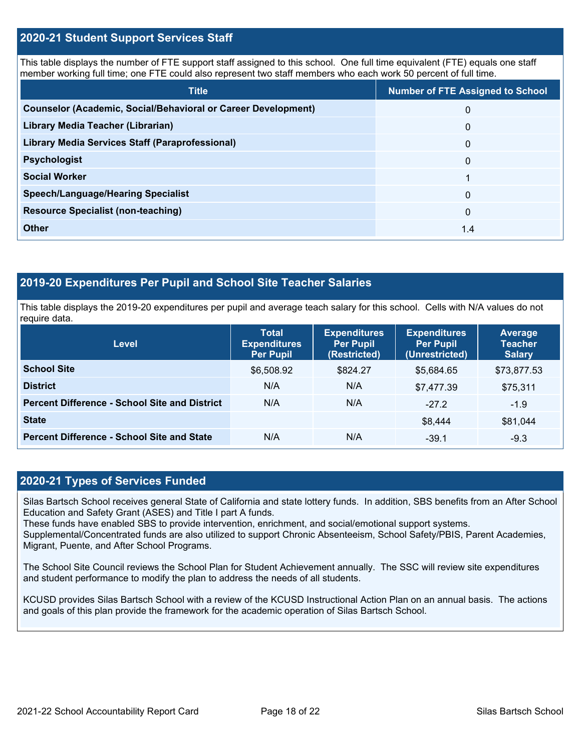## 2020-21 Student Support Services Staff

This table displays the number of FTE support staff assigned to this school. One full time equivalent (FTE) equals one staff member working full time; one FTE could also represent two staff members who each work 50 percent of full time.

| Title | Number of FTE Assigned to School |
|---|---|
| **Counselor (Academic, Social/Behavioral or Career Development)** | 0 |
| **Library Media Teacher (Librarian)** | 0 |
| **Library Media Services Staff (Paraprofessional)** | 0 |
| **Psychologist** | 0 |
| **Social Worker** | 1 |
| **Speech/Language/Hearing Specialist** | 0 |
| **Resource Specialist (non-teaching)** | 0 |
| **Other** | 1.4 |

## 2019-20 Expenditures Per Pupil and School Site Teacher Salaries

This table displays the 2019-20 expenditures per pupil and average teach salary for this school. Cells with N/A values do not require data.

| Level | Total Expenditures Per Pupil | Expenditures Per Pupil (Restricted) | Expenditures Per Pupil (Unrestricted) | Average Teacher Salary |
|---|---|---|---|---|
| **School Site** | $6,508.92 | $824.27 | $5,684.65 | $73,877.53 |
| **District** | N/A | N/A | $7,477.39 | $75,311 |
| **Percent Difference - School Site and District** | N/A | N/A | -27.2 | -1.9 |
| **State** | | | $8,444 | $81,044 |
| **Percent Difference - School Site and State** | N/A | N/A | -39.1 | -9.3 |

## 2020-21 Types of Services Funded

Silas Bartsch School receives general State of California and state lottery funds. In addition, SBS benefits from an After School Education and Safety Grant (ASES) and Title I part A funds.
These funds have enabled SBS to provide intervention, enrichment, and social/emotional support systems.
Supplemental/Concentrated funds are also utilized to support Chronic Absenteeism, School Safety/PBIS, Parent Academies, Migrant, Puente, and After School Programs.

The School Site Council reviews the School Plan for Student Achievement annually. The SSC will review site expenditures and student performance to modify the plan to address the needs of all students.

KCUSD provides Silas Bartsch School with a review of the KCUSD Instructional Action Plan on an annual basis. The actions and goals of this plan provide the framework for the academic operation of Silas Bartsch School.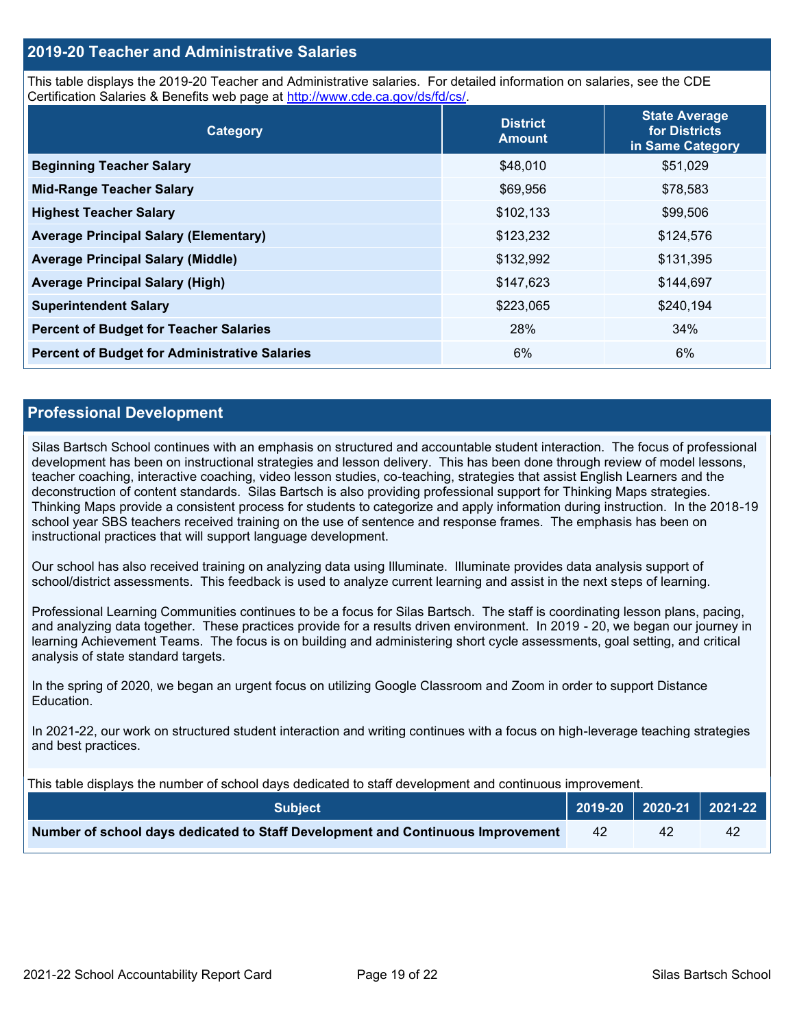## 2019-20 Teacher and Administrative Salaries

This table displays the 2019-20 Teacher and Administrative salaries. For detailed information on salaries, see the CDE Certification Salaries & Benefits web page at http://www.cde.ca.gov/ds/fd/cs/.

| Category | District Amount | State Average for Districts in Same Category |
| --- | --- | --- |
| **Beginning Teacher Salary** | $48,010 | $51,029 |
| **Mid-Range Teacher Salary** | $69,956 | $78,583 |
| **Highest Teacher Salary** | $102,133 | $99,506 |
| **Average Principal Salary (Elementary)** | $123,232 | $124,576 |
| **Average Principal Salary (Middle)** | $132,992 | $131,395 |
| **Average Principal Salary (High)** | $147,623 | $144,697 |
| **Superintendent Salary** | $223,065 | $240,194 |
| **Percent of Budget for Teacher Salaries** | 28% | 34% |
| **Percent of Budget for Administrative Salaries** | 6% | 6% |

## Professional Development

Silas Bartsch School continues with an emphasis on structured and accountable student interaction. The focus of professional development has been on instructional strategies and lesson delivery. This has been done through review of model lessons, teacher coaching, interactive coaching, video lesson studies, co-teaching, strategies that assist English Learners and the deconstruction of content standards. Silas Bartsch is also providing professional support for Thinking Maps strategies. Thinking Maps provide a consistent process for students to categorize and apply information during instruction. In the 2018-19 school year SBS teachers received training on the use of sentence and response frames. The emphasis has been on instructional practices that will support language development.

Our school has also received training on analyzing data using Illuminate. Illuminate provides data analysis support of school/district assessments. This feedback is used to analyze current learning and assist in the next steps of learning.

Professional Learning Communities continues to be a focus for Silas Bartsch. The staff is coordinating lesson plans, pacing, and analyzing data together. These practices provide for a results driven environment. In 2019 - 20, we began our journey in learning Achievement Teams. The focus is on building and administering short cycle assessments, goal setting, and critical analysis of state standard targets.

In the spring of 2020, we began an urgent focus on utilizing Google Classroom and Zoom in order to support Distance Education.

In 2021-22, our work on structured student interaction and writing continues with a focus on high-leverage teaching strategies and best practices.

This table displays the number of school days dedicated to staff development and continuous improvement.

| Subject | 2019-20 | 2020-21 | 2021-22 |
| --- | --- | --- | --- |
| **Number of school days dedicated to Staff Development and Continuous Improvement** | 42 | 42 | 42 |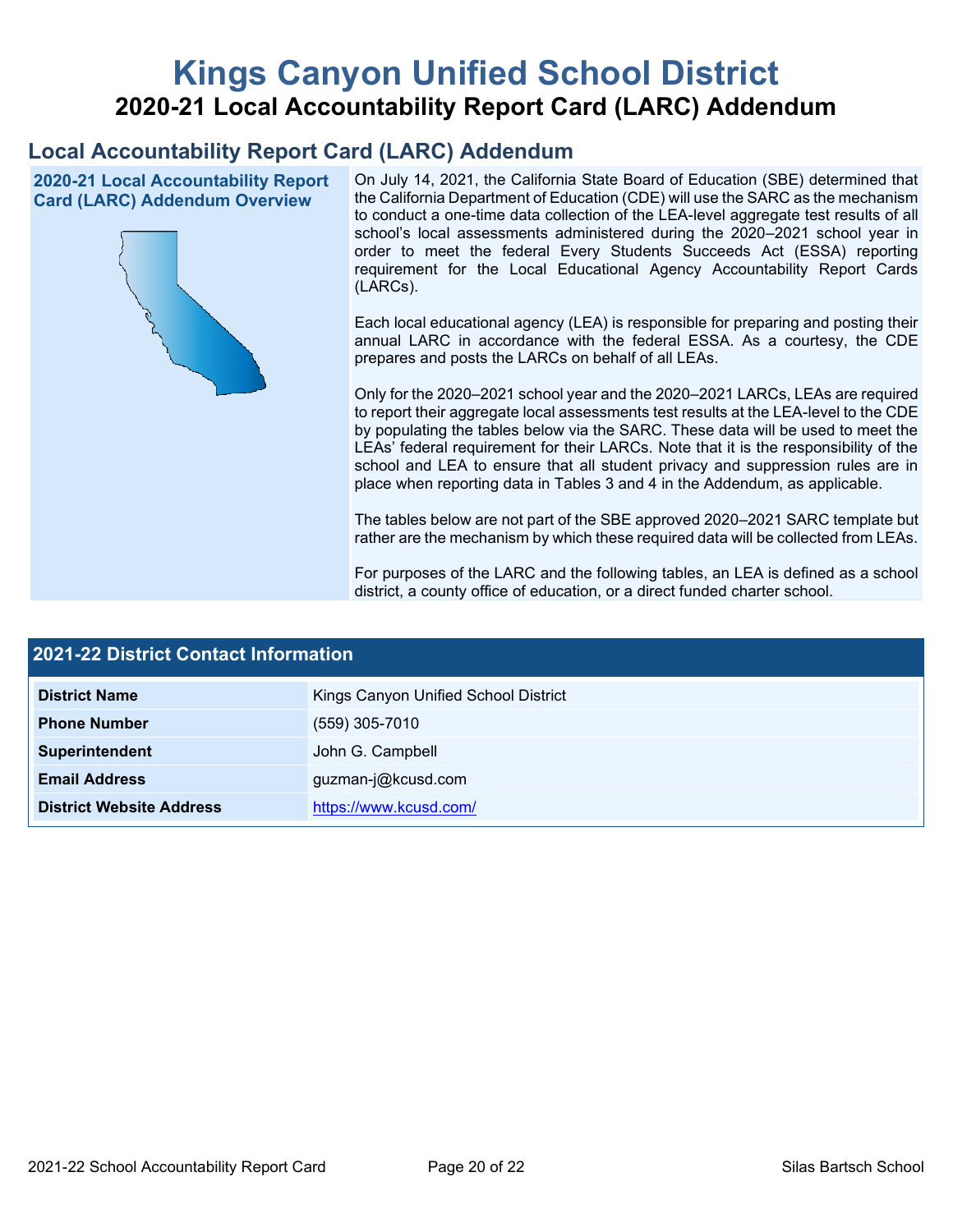# Kings Canyon Unified School District

## 2020-21 Local Accountability Report Card (LARC) Addendum

## Local Accountability Report Card (LARC) Addendum

### 2020-21 Local Accountability Report Card (LARC) Addendum Overview

On July 14, 2021, the California State Board of Education (SBE) determined that the California Department of Education (CDE) will use the SARC as the mechanism to conduct a one-time data collection of the LEA-level aggregate test results of all school's local assessments administered during the 2020–2021 school year in order to meet the federal Every Students Succeeds Act (ESSA) reporting requirement for the Local Educational Agency Accountability Report Cards (LARCs).

Each local educational agency (LEA) is responsible for preparing and posting their annual LARC in accordance with the federal ESSA. As a courtesy, the CDE prepares and posts the LARCs on behalf of all LEAs.

Only for the 2020–2021 school year and the 2020–2021 LARCs, LEAs are required to report their aggregate local assessments test results at the LEA-level to the CDE by populating the tables below via the SARC. These data will be used to meet the LEAs' federal requirement for their LARCs. Note that it is the responsibility of the school and LEA to ensure that all student privacy and suppression rules are in place when reporting data in Tables 3 and 4 in the Addendum, as applicable.

The tables below are not part of the SBE approved 2020–2021 SARC template but rather are the mechanism by which these required data will be collected from LEAs.

For purposes of the LARC and the following tables, an LEA is defined as a school district, a county office of education, or a direct funded charter school.

### 2021-22 District Contact Information

| | |
|---|---|
| **District Name** | Kings Canyon Unified School District |
| **Phone Number** | (559) 305-7010 |
| **Superintendent** | John G. Campbell |
| **Email Address** | guzman-j@kcusd.com |
| **District Website Address** | https://www.kcusd.com/ |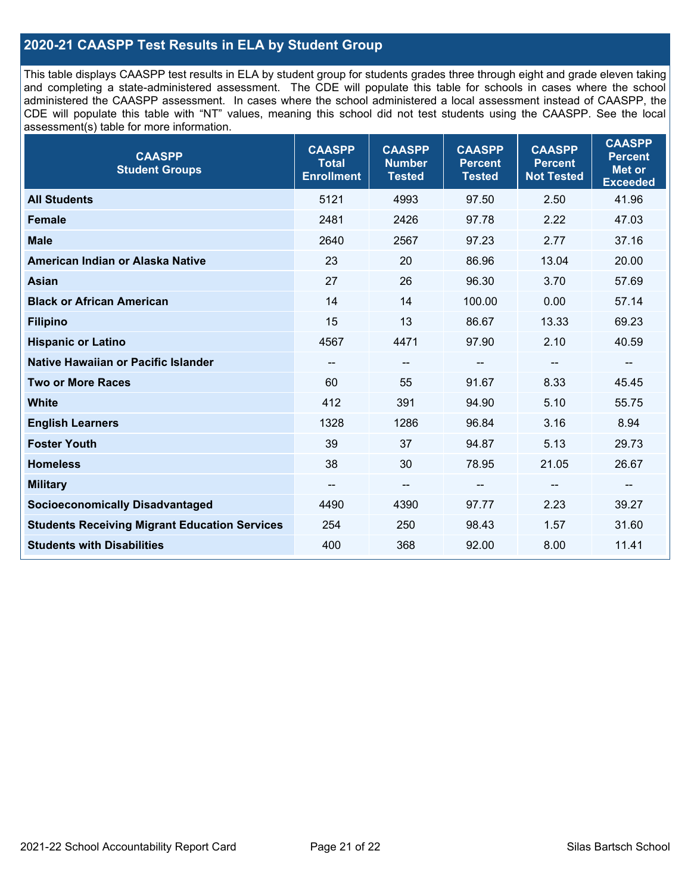## 2020-21 CAASPP Test Results in ELA by Student Group

This table displays CAASPP test results in ELA by student group for students grades three through eight and grade eleven taking and completing a state-administered assessment. The CDE will populate this table for schools in cases where the school administered the CAASPP assessment. In cases where the school administered a local assessment instead of CAASPP, the CDE will populate this table with "NT" values, meaning this school did not test students using the CAASPP. See the local assessment(s) table for more information.

| CAASPP Student Groups | CAASPP Total Enrollment | CAASPP Number Tested | CAASPP Percent Tested | CAASPP Percent Not Tested | CAASPP Percent Met or Exceeded |
|---|---|---|---|---|---|
| **All Students** | 5121 | 4993 | 97.50 | 2.50 | 41.96 |
| **Female** | 2481 | 2426 | 97.78 | 2.22 | 47.03 |
| **Male** | 2640 | 2567 | 97.23 | 2.77 | 37.16 |
| **American Indian or Alaska Native** | 23 | 20 | 86.96 | 13.04 | 20.00 |
| **Asian** | 27 | 26 | 96.30 | 3.70 | 57.69 |
| **Black or African American** | 14 | 14 | 100.00 | 0.00 | 57.14 |
| **Filipino** | 15 | 13 | 86.67 | 13.33 | 69.23 |
| **Hispanic or Latino** | 4567 | 4471 | 97.90 | 2.10 | 40.59 |
| **Native Hawaiian or Pacific Islander** | -- | -- | -- | -- | -- |
| **Two or More Races** | 60 | 55 | 91.67 | 8.33 | 45.45 |
| **White** | 412 | 391 | 94.90 | 5.10 | 55.75 |
| **English Learners** | 1328 | 1286 | 96.84 | 3.16 | 8.94 |
| **Foster Youth** | 39 | 37 | 94.87 | 5.13 | 29.73 |
| **Homeless** | 38 | 30 | 78.95 | 21.05 | 26.67 |
| **Military** | -- | -- | -- | -- | -- |
| **Socioeconomically Disadvantaged** | 4490 | 4390 | 97.77 | 2.23 | 39.27 |
| **Students Receiving Migrant Education Services** | 254 | 250 | 98.43 | 1.57 | 31.60 |
| **Students with Disabilities** | 400 | 368 | 92.00 | 8.00 | 11.41 |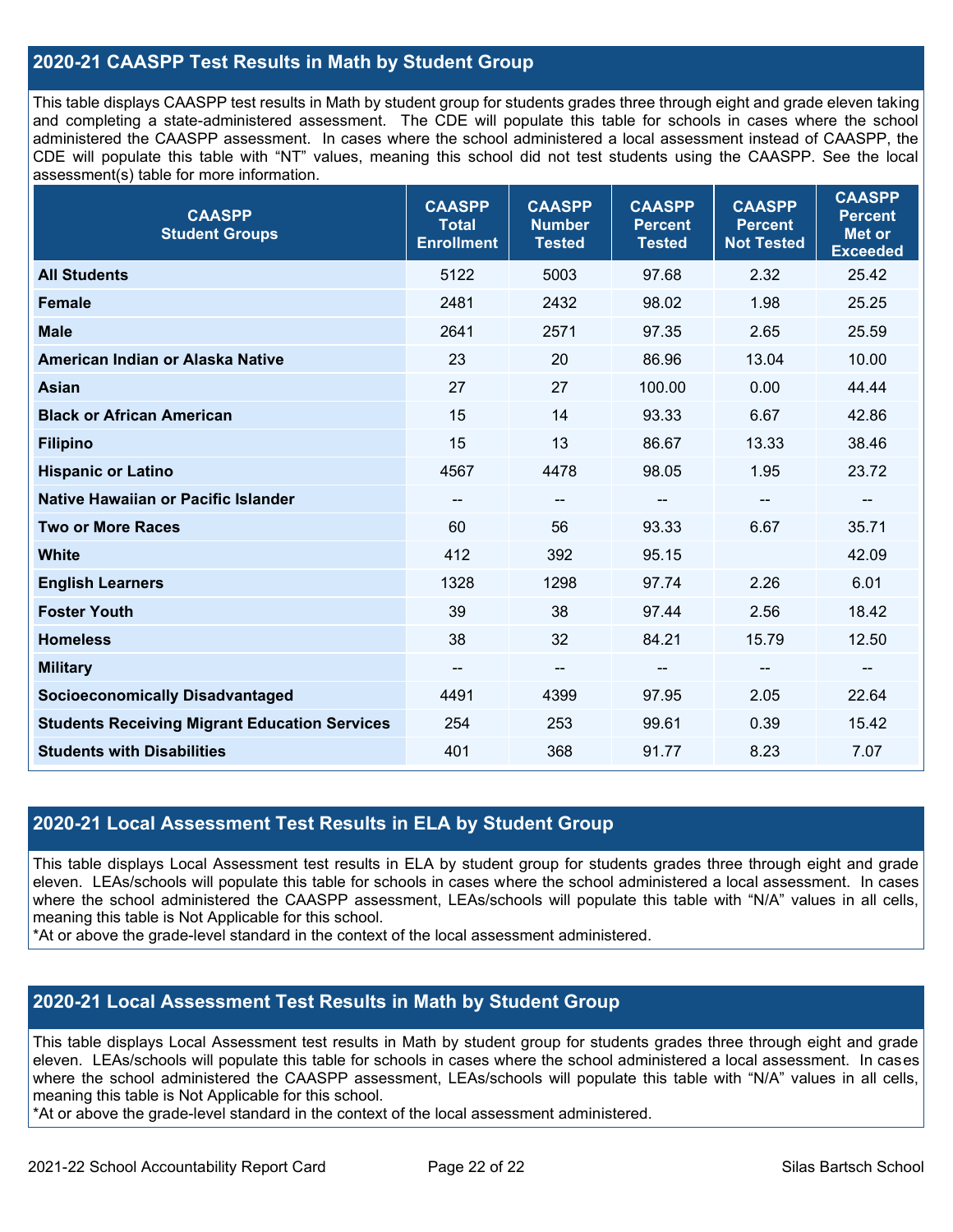## 2020-21 CAASPP Test Results in Math by Student Group

This table displays CAASPP test results in Math by student group for students grades three through eight and grade eleven taking and completing a state-administered assessment. The CDE will populate this table for schools in cases where the school administered the CAASPP assessment. In cases where the school administered a local assessment instead of CAASPP, the CDE will populate this table with "NT" values, meaning this school did not test students using the CAASPP. See the local assessment(s) table for more information.

| CAASPP Student Groups | CAASPP Total Enrollment | CAASPP Number Tested | CAASPP Percent Tested | CAASPP Percent Not Tested | CAASPP Percent Met or Exceeded |
|---|---|---|---|---|---|
| **All Students** | 5122 | 5003 | 97.68 | 2.32 | 25.42 |
| **Female** | 2481 | 2432 | 98.02 | 1.98 | 25.25 |
| **Male** | 2641 | 2571 | 97.35 | 2.65 | 25.59 |
| **American Indian or Alaska Native** | 23 | 20 | 86.96 | 13.04 | 10.00 |
| **Asian** | 27 | 27 | 100.00 | 0.00 | 44.44 |
| **Black or African American** | 15 | 14 | 93.33 | 6.67 | 42.86 |
| **Filipino** | 15 | 13 | 86.67 | 13.33 | 38.46 |
| **Hispanic or Latino** | 4567 | 4478 | 98.05 | 1.95 | 23.72 |
| **Native Hawaiian or Pacific Islander** | -- | -- | -- | -- | -- |
| **Two or More Races** | 60 | 56 | 93.33 | 6.67 | 35.71 |
| **White** | 412 | 392 | 95.15 | | 42.09 |
| **English Learners** | 1328 | 1298 | 97.74 | 2.26 | 6.01 |
| **Foster Youth** | 39 | 38 | 97.44 | 2.56 | 18.42 |
| **Homeless** | 38 | 32 | 84.21 | 15.79 | 12.50 |
| **Military** | -- | -- | -- | -- | -- |
| **Socioeconomically Disadvantaged** | 4491 | 4399 | 97.95 | 2.05 | 22.64 |
| **Students Receiving Migrant Education Services** | 254 | 253 | 99.61 | 0.39 | 15.42 |
| **Students with Disabilities** | 401 | 368 | 91.77 | 8.23 | 7.07 |

## 2020-21 Local Assessment Test Results in ELA by Student Group

This table displays Local Assessment test results in ELA by student group for students grades three through eight and grade eleven. LEAs/schools will populate this table for schools in cases where the school administered a local assessment. In cases where the school administered the CAASPP assessment, LEAs/schools will populate this table with "N/A" values in all cells, meaning this table is Not Applicable for this school.

*At or above the grade-level standard in the context of the local assessment administered.

## 2020-21 Local Assessment Test Results in Math by Student Group

This table displays Local Assessment test results in Math by student group for students grades three through eight and grade eleven. LEAs/schools will populate this table for schools in cases where the school administered a local assessment. In cases where the school administered the CAASPP assessment, LEAs/schools will populate this table with "N/A" values in all cells, meaning this table is Not Applicable for this school.

*At or above the grade-level standard in the context of the local assessment administered.